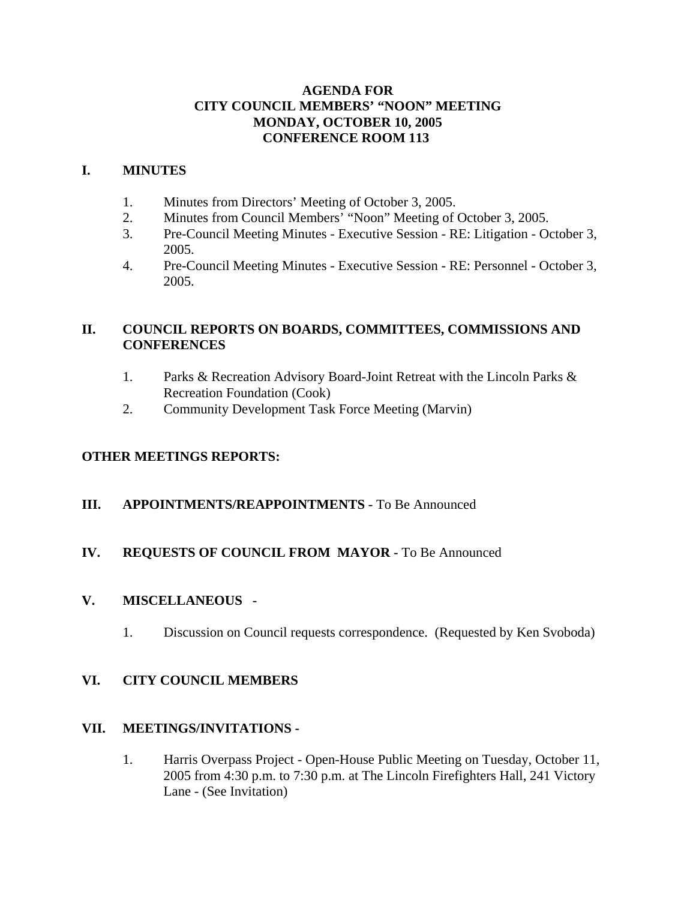# AGENDA FOR
# CITY COUNCIL MEMBERS' "NOON" MEETING
# MONDAY, OCTOBER 10, 2005
# CONFERENCE ROOM 113

## I. MINUTES

1. Minutes from Directors' Meeting of October 3, 2005.
2. Minutes from Council Members' "Noon" Meeting of October 3, 2005.
3. Pre-Council Meeting Minutes - Executive Session - RE: Litigation - October 3, 2005.
4. Pre-Council Meeting Minutes - Executive Session - RE: Personnel - October 3, 2005.

## II. COUNCIL REPORTS ON BOARDS, COMMITTEES, COMMISSIONS AND CONFERENCES

1. Parks & Recreation Advisory Board-Joint Retreat with the Lincoln Parks & Recreation Foundation (Cook)
2. Community Development Task Force Meeting (Marvin)

**OTHER MEETINGS REPORTS:**

## III. APPOINTMENTS/REAPPOINTMENTS - To Be Announced

## IV. REQUESTS OF COUNCIL FROM MAYOR - To Be Announced

## V. MISCELLANEOUS -

1. Discussion on Council requests correspondence. (Requested by Ken Svoboda)

## VI. CITY COUNCIL MEMBERS

## VII. MEETINGS/INVITATIONS -

1. Harris Overpass Project - Open-House Public Meeting on Tuesday, October 11, 2005 from 4:30 p.m. to 7:30 p.m. at The Lincoln Firefighters Hall, 241 Victory Lane - (See Invitation)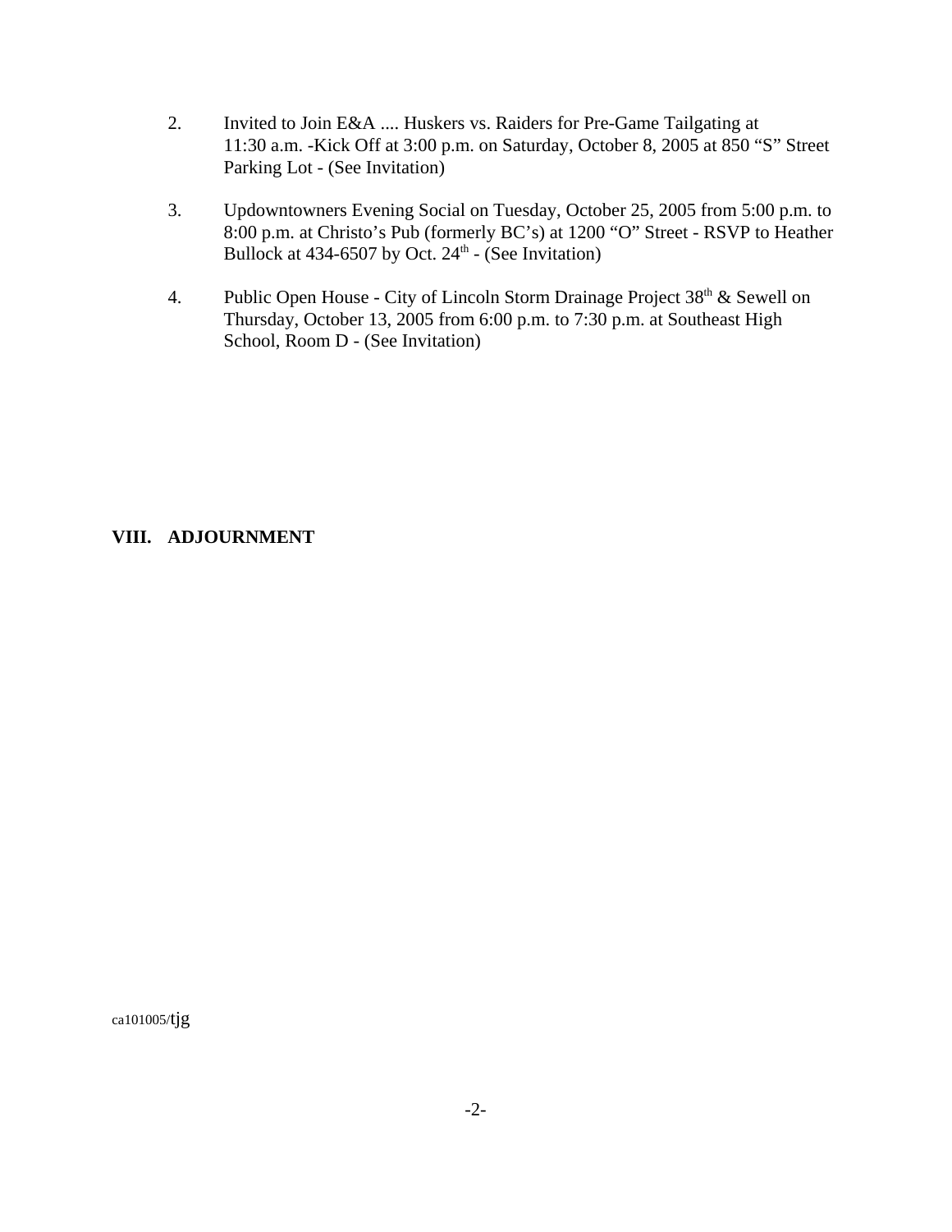2. Invited to Join E&A .... Huskers vs. Raiders for Pre-Game Tailgating at 11:30 a.m. -Kick Off at 3:00 p.m. on Saturday, October 8, 2005 at 850 "S" Street Parking Lot - (See Invitation)

3. Updowntowners Evening Social on Tuesday, October 25, 2005 from 5:00 p.m. to 8:00 p.m. at Christo's Pub (formerly BC's) at 1200 "O" Street - RSVP to Heather Bullock at 434-6507 by Oct. 24th - (See Invitation)

4. Public Open House - City of Lincoln Storm Drainage Project 38th & Sewell on Thursday, October 13, 2005 from 6:00 p.m. to 7:30 p.m. at Southeast High School, Room D - (See Invitation)

**VIII. ADJOURNMENT**

ca101005/tjg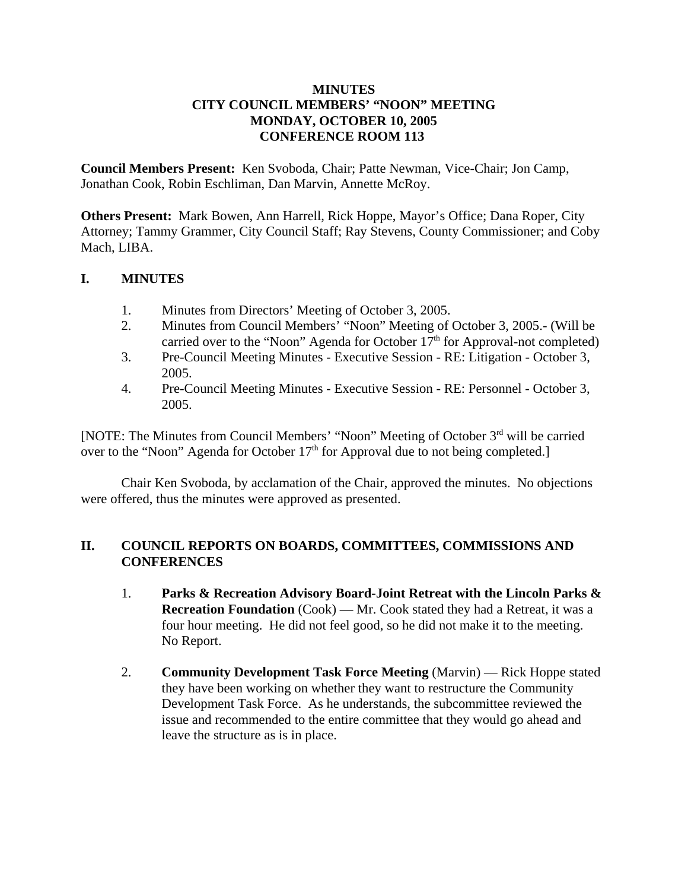**MINUTES**
**CITY COUNCIL MEMBERS' "NOON" MEETING**
**MONDAY, OCTOBER 10, 2005**
**CONFERENCE ROOM 113**

**Council Members Present:** Ken Svoboda, Chair; Patte Newman, Vice-Chair; Jon Camp, Jonathan Cook, Robin Eschliman, Dan Marvin, Annette McRoy.

**Others Present:** Mark Bowen, Ann Harrell, Rick Hoppe, Mayor's Office; Dana Roper, City Attorney; Tammy Grammer, City Council Staff; Ray Stevens, County Commissioner; and Coby Mach, LIBA.

## I. MINUTES

1. Minutes from Directors' Meeting of October 3, 2005.
2. Minutes from Council Members' "Noon" Meeting of October 3, 2005.- (Will be carried over to the "Noon" Agenda for October 17th for Approval-not completed)
3. Pre-Council Meeting Minutes - Executive Session - RE: Litigation - October 3, 2005.
4. Pre-Council Meeting Minutes - Executive Session - RE: Personnel - October 3, 2005.

[NOTE: The Minutes from Council Members' "Noon" Meeting of October 3rd will be carried over to the "Noon" Agenda for October 17th for Approval due to not being completed.]

Chair Ken Svoboda, by acclamation of the Chair, approved the minutes. No objections were offered, thus the minutes were approved as presented.

## II. COUNCIL REPORTS ON BOARDS, COMMITTEES, COMMISSIONS AND CONFERENCES

1. **Parks & Recreation Advisory Board-Joint Retreat with the Lincoln Parks & Recreation Foundation** (Cook) — Mr. Cook stated they had a Retreat, it was a four hour meeting. He did not feel good, so he did not make it to the meeting. No Report.

2. **Community Development Task Force Meeting** (Marvin) — Rick Hoppe stated they have been working on whether they want to restructure the Community Development Task Force. As he understands, the subcommittee reviewed the issue and recommended to the entire committee that they would go ahead and leave the structure as is in place.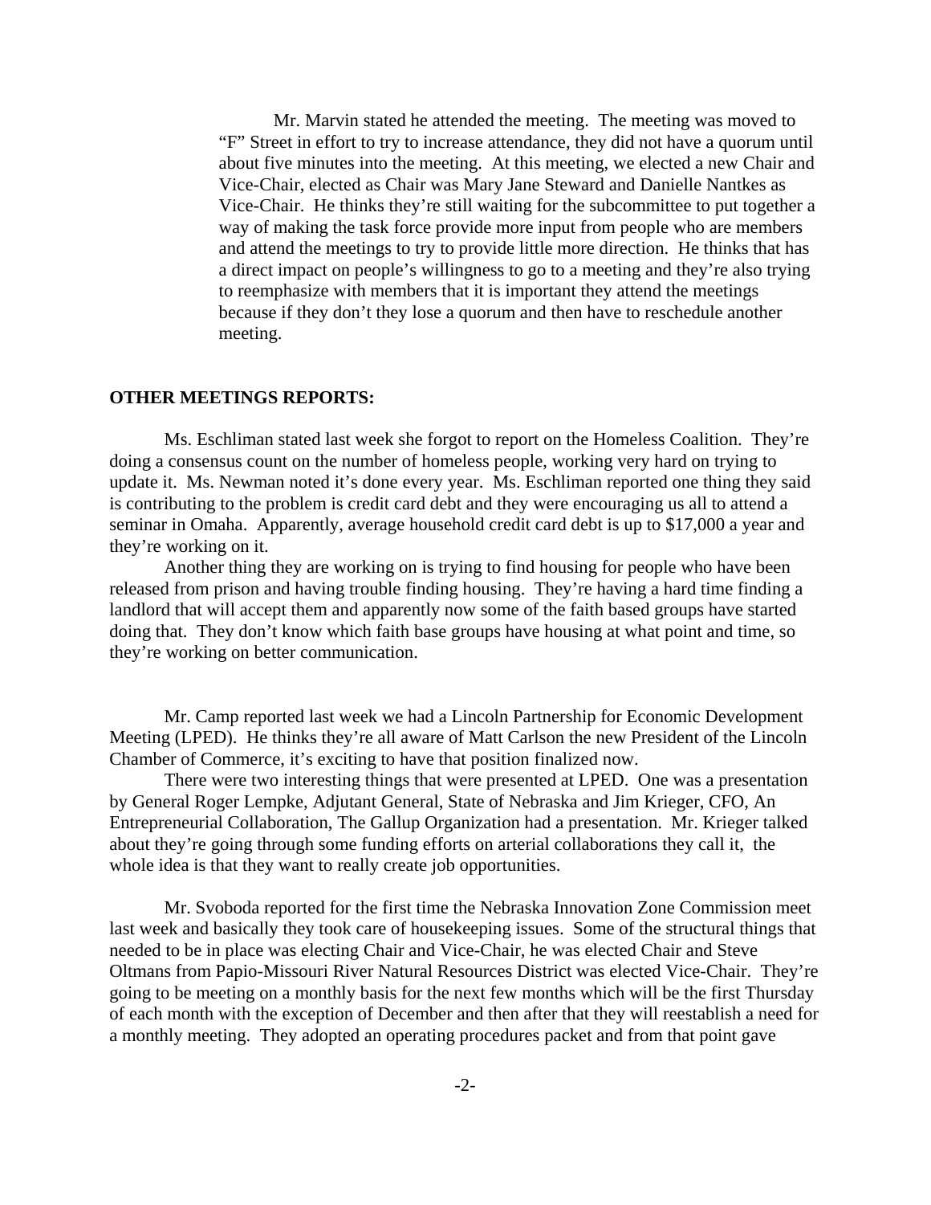Mr. Marvin stated he attended the meeting. The meeting was moved to "F" Street in effort to try to increase attendance, they did not have a quorum until about five minutes into the meeting. At this meeting, we elected a new Chair and Vice-Chair, elected as Chair was Mary Jane Steward and Danielle Nantkes as Vice-Chair. He thinks they're still waiting for the subcommittee to put together a way of making the task force provide more input from people who are members and attend the meetings to try to provide little more direction. He thinks that has a direct impact on people's willingness to go to a meeting and they're also trying to reemphasize with members that it is important they attend the meetings because if they don't they lose a quorum and then have to reschedule another meeting.

**OTHER MEETINGS REPORTS:**

Ms. Eschliman stated last week she forgot to report on the Homeless Coalition. They're doing a consensus count on the number of homeless people, working very hard on trying to update it. Ms. Newman noted it's done every year. Ms. Eschliman reported one thing they said is contributing to the problem is credit card debt and they were encouraging us all to attend a seminar in Omaha. Apparently, average household credit card debt is up to $17,000 a year and they're working on it.

Another thing they are working on is trying to find housing for people who have been released from prison and having trouble finding housing. They're having a hard time finding a landlord that will accept them and apparently now some of the faith based groups have started doing that. They don't know which faith base groups have housing at what point and time, so they're working on better communication.

Mr. Camp reported last week we had a Lincoln Partnership for Economic Development Meeting (LPED). He thinks they're all aware of Matt Carlson the new President of the Lincoln Chamber of Commerce, it's exciting to have that position finalized now.

There were two interesting things that were presented at LPED. One was a presentation by General Roger Lempke, Adjutant General, State of Nebraska and Jim Krieger, CFO, An Entrepreneurial Collaboration, The Gallup Organization had a presentation. Mr. Krieger talked about they're going through some funding efforts on arterial collaborations they call it, the whole idea is that they want to really create job opportunities.

Mr. Svoboda reported for the first time the Nebraska Innovation Zone Commission meet last week and basically they took care of housekeeping issues. Some of the structural things that needed to be in place was electing Chair and Vice-Chair, he was elected Chair and Steve Oltmans from Papio-Missouri River Natural Resources District was elected Vice-Chair. They're going to be meeting on a monthly basis for the next few months which will be the first Thursday of each month with the exception of December and then after that they will reestablish a need for a monthly meeting. They adopted an operating procedures packet and from that point gave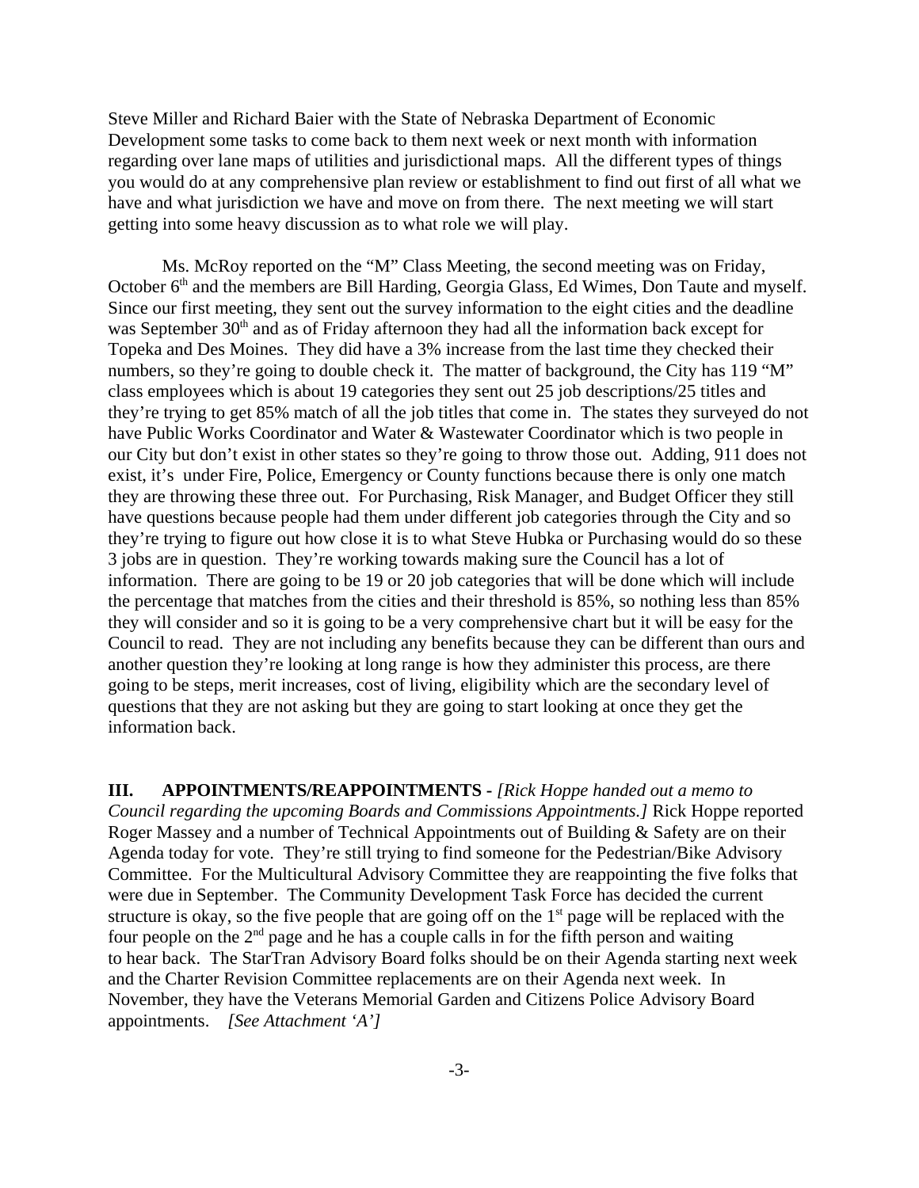Steve Miller and Richard Baier with the State of Nebraska Department of Economic Development some tasks to come back to them next week or next month with information regarding over lane maps of utilities and jurisdictional maps. All the different types of things you would do at any comprehensive plan review or establishment to find out first of all what we have and what jurisdiction we have and move on from there. The next meeting we will start getting into some heavy discussion as to what role we will play.

Ms. McRoy reported on the "M" Class Meeting, the second meeting was on Friday, October 6th and the members are Bill Harding, Georgia Glass, Ed Wimes, Don Taute and myself. Since our first meeting, they sent out the survey information to the eight cities and the deadline was September 30th and as of Friday afternoon they had all the information back except for Topeka and Des Moines. They did have a 3% increase from the last time they checked their numbers, so they're going to double check it. The matter of background, the City has 119 "M" class employees which is about 19 categories they sent out 25 job descriptions/25 titles and they're trying to get 85% match of all the job titles that come in. The states they surveyed do not have Public Works Coordinator and Water & Wastewater Coordinator which is two people in our City but don't exist in other states so they're going to throw those out. Adding, 911 does not exist, it's under Fire, Police, Emergency or County functions because there is only one match they are throwing these three out. For Purchasing, Risk Manager, and Budget Officer they still have questions because people had them under different job categories through the City and so they're trying to figure out how close it is to what Steve Hubka or Purchasing would do so these 3 jobs are in question. They're working towards making sure the Council has a lot of information. There are going to be 19 or 20 job categories that will be done which will include the percentage that matches from the cities and their threshold is 85%, so nothing less than 85% they will consider and so it is going to be a very comprehensive chart but it will be easy for the Council to read. They are not including any benefits because they can be different than ours and another question they're looking at long range is how they administer this process, are there going to be steps, merit increases, cost of living, eligibility which are the secondary level of questions that they are not asking but they are going to start looking at once they get the information back.

**III. APPOINTMENTS/REAPPOINTMENTS -** *[Rick Hoppe handed out a memo to Council regarding the upcoming Boards and Commissions Appointments.]* Rick Hoppe reported Roger Massey and a number of Technical Appointments out of Building & Safety are on their Agenda today for vote. They're still trying to find someone for the Pedestrian/Bike Advisory Committee. For the Multicultural Advisory Committee they are reappointing the five folks that were due in September. The Community Development Task Force has decided the current structure is okay, so the five people that are going off on the 1st page will be replaced with the four people on the 2nd page and he has a couple calls in for the fifth person and waiting to hear back. The StarTran Advisory Board folks should be on their Agenda starting next week and the Charter Revision Committee replacements are on their Agenda next week. In November, they have the Veterans Memorial Garden and Citizens Police Advisory Board appointments. *[See Attachment 'A']*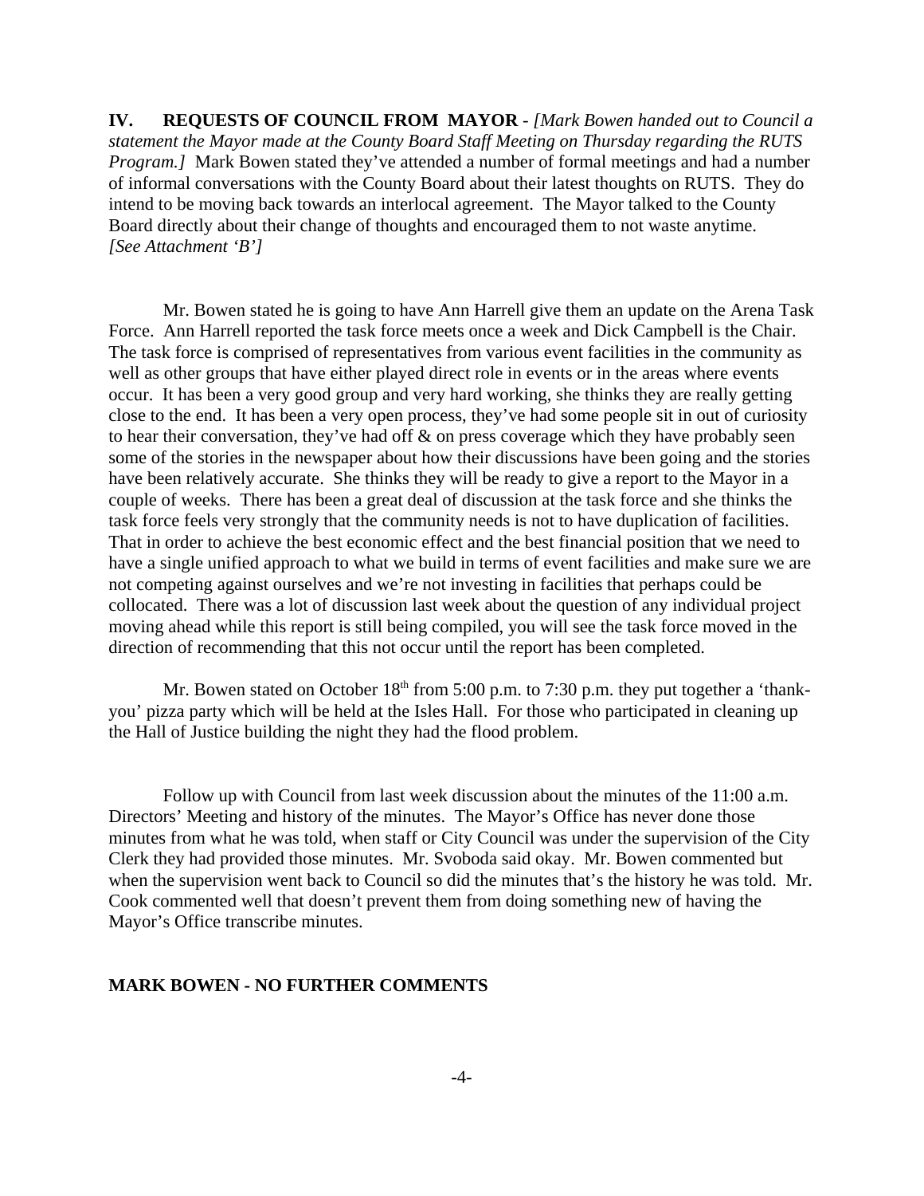**IV. REQUESTS OF COUNCIL FROM MAYOR** - *[Mark Bowen handed out to Council a statement the Mayor made at the County Board Staff Meeting on Thursday regarding the RUTS Program.]* Mark Bowen stated they've attended a number of formal meetings and had a number of informal conversations with the County Board about their latest thoughts on RUTS. They do intend to be moving back towards an interlocal agreement. The Mayor talked to the County Board directly about their change of thoughts and encouraged them to not waste anytime. *[See Attachment 'B']*

Mr. Bowen stated he is going to have Ann Harrell give them an update on the Arena Task Force. Ann Harrell reported the task force meets once a week and Dick Campbell is the Chair. The task force is comprised of representatives from various event facilities in the community as well as other groups that have either played direct role in events or in the areas where events occur. It has been a very good group and very hard working, she thinks they are really getting close to the end. It has been a very open process, they've had some people sit in out of curiosity to hear their conversation, they've had off & on press coverage which they have probably seen some of the stories in the newspaper about how their discussions have been going and the stories have been relatively accurate. She thinks they will be ready to give a report to the Mayor in a couple of weeks. There has been a great deal of discussion at the task force and she thinks the task force feels very strongly that the community needs is not to have duplication of facilities. That in order to achieve the best economic effect and the best financial position that we need to have a single unified approach to what we build in terms of event facilities and make sure we are not competing against ourselves and we're not investing in facilities that perhaps could be collocated. There was a lot of discussion last week about the question of any individual project moving ahead while this report is still being compiled, you will see the task force moved in the direction of recommending that this not occur until the report has been completed.

Mr. Bowen stated on October 18th from 5:00 p.m. to 7:30 p.m. they put together a 'thank-you' pizza party which will be held at the Isles Hall. For those who participated in cleaning up the Hall of Justice building the night they had the flood problem.

Follow up with Council from last week discussion about the minutes of the 11:00 a.m. Directors' Meeting and history of the minutes. The Mayor's Office has never done those minutes from what he was told, when staff or City Council was under the supervision of the City Clerk they had provided those minutes. Mr. Svoboda said okay. Mr. Bowen commented but when the supervision went back to Council so did the minutes that's the history he was told. Mr. Cook commented well that doesn't prevent them from doing something new of having the Mayor's Office transcribe minutes.

**MARK BOWEN - NO FURTHER COMMENTS**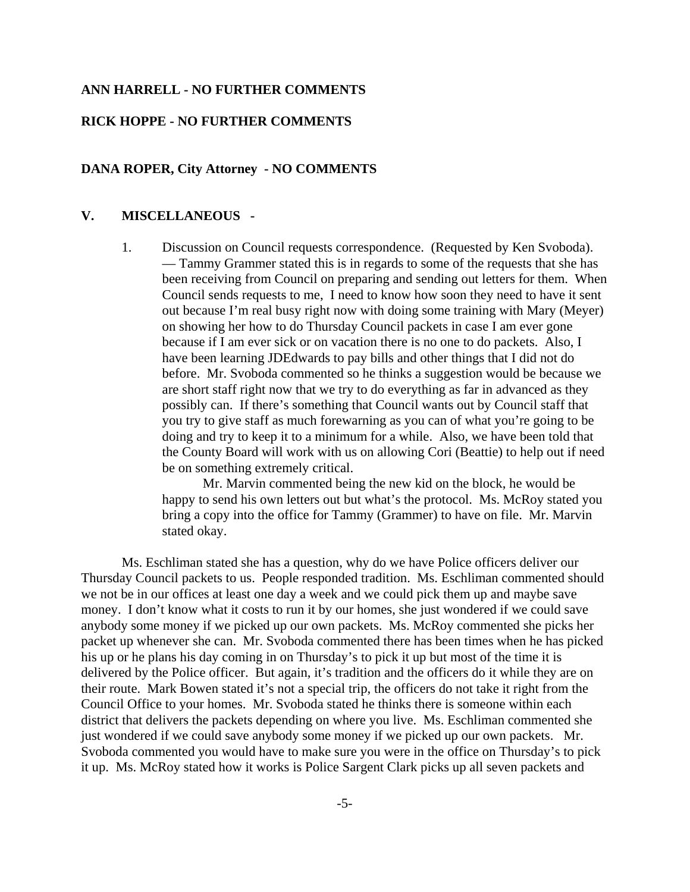**ANN HARRELL - NO FURTHER COMMENTS**

**RICK HOPPE - NO FURTHER COMMENTS**

**DANA ROPER, City Attorney - NO COMMENTS**

## V. MISCELLANEOUS -

1. Discussion on Council requests correspondence. (Requested by Ken Svoboda). — Tammy Grammer stated this is in regards to some of the requests that she has been receiving from Council on preparing and sending out letters for them. When Council sends requests to me, I need to know how soon they need to have it sent out because I'm real busy right now with doing some training with Mary (Meyer) on showing her how to do Thursday Council packets in case I am ever gone because if I am ever sick or on vacation there is no one to do packets. Also, I have been learning JDEdwards to pay bills and other things that I did not do before. Mr. Svoboda commented so he thinks a suggestion would be because we are short staff right now that we try to do everything as far in advanced as they possibly can. If there's something that Council wants out by Council staff that you try to give staff as much forewarning as you can of what you're going to be doing and try to keep it to a minimum for a while. Also, we have been told that the County Board will work with us on allowing Cori (Beattie) to help out if need be on something extremely critical.

   Mr. Marvin commented being the new kid on the block, he would be happy to send his own letters out but what's the protocol. Ms. McRoy stated you bring a copy into the office for Tammy (Grammer) to have on file. Mr. Marvin stated okay.

Ms. Eschliman stated she has a question, why do we have Police officers deliver our Thursday Council packets to us. People responded tradition. Ms. Eschliman commented should we not be in our offices at least one day a week and we could pick them up and maybe save money. I don't know what it costs to run it by our homes, she just wondered if we could save anybody some money if we picked up our own packets. Ms. McRoy commented she picks her packet up whenever she can. Mr. Svoboda commented there has been times when he has picked his up or he plans his day coming in on Thursday's to pick it up but most of the time it is delivered by the Police officer. But again, it's tradition and the officers do it while they are on their route. Mark Bowen stated it's not a special trip, the officers do not take it right from the Council Office to your homes. Mr. Svoboda stated he thinks there is someone within each district that delivers the packets depending on where you live. Ms. Eschliman commented she just wondered if we could save anybody some money if we picked up our own packets. Mr. Svoboda commented you would have to make sure you were in the office on Thursday's to pick it up. Ms. McRoy stated how it works is Police Sargent Clark picks up all seven packets and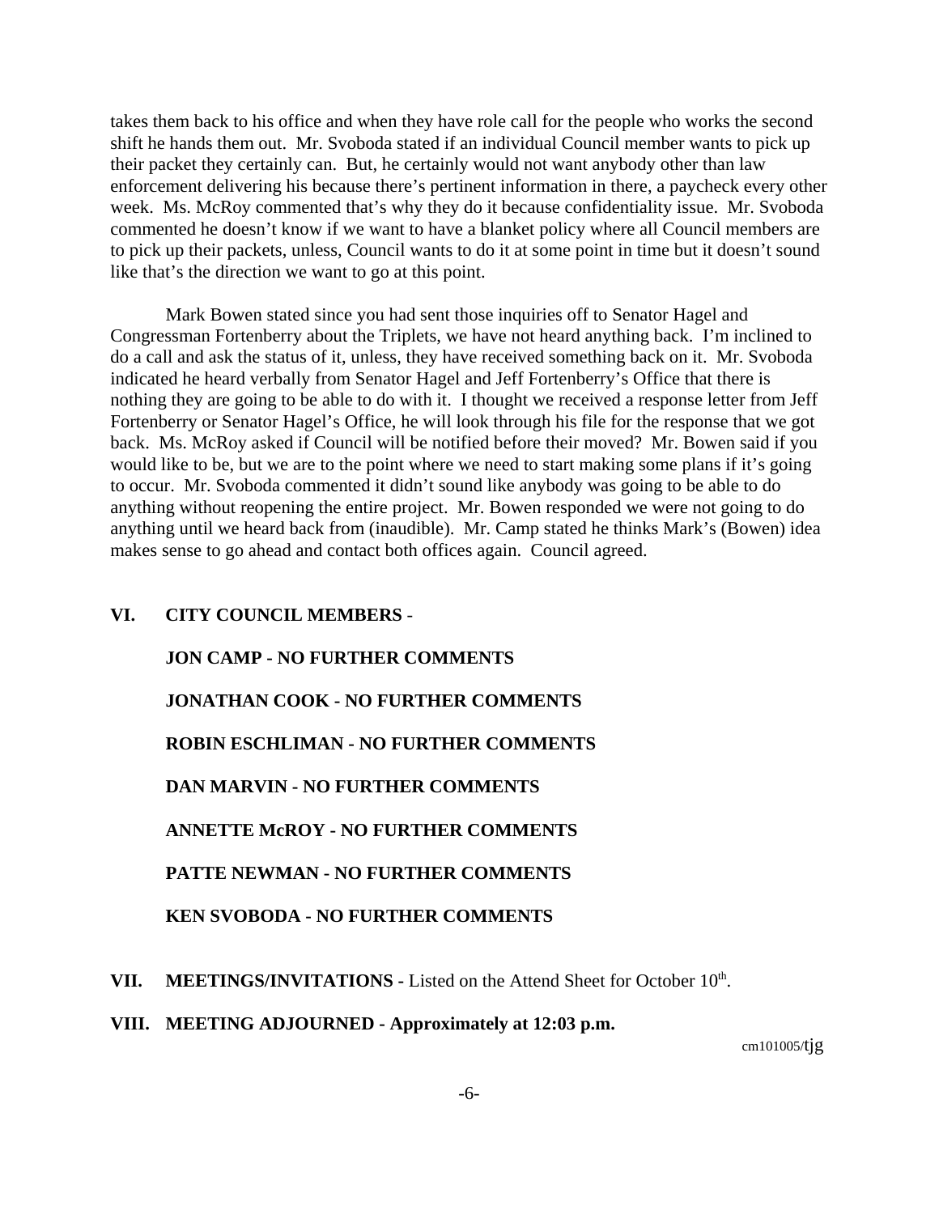takes them back to his office and when they have role call for the people who works the second shift he hands them out. Mr. Svoboda stated if an individual Council member wants to pick up their packet they certainly can. But, he certainly would not want anybody other than law enforcement delivering his because there's pertinent information in there, a paycheck every other week. Ms. McRoy commented that's why they do it because confidentiality issue. Mr. Svoboda commented he doesn't know if we want to have a blanket policy where all Council members are to pick up their packets, unless, Council wants to do it at some point in time but it doesn't sound like that's the direction we want to go at this point.

Mark Bowen stated since you had sent those inquiries off to Senator Hagel and Congressman Fortenberry about the Triplets, we have not heard anything back. I'm inclined to do a call and ask the status of it, unless, they have received something back on it. Mr. Svoboda indicated he heard verbally from Senator Hagel and Jeff Fortenberry's Office that there is nothing they are going to be able to do with it. I thought we received a response letter from Jeff Fortenberry or Senator Hagel's Office, he will look through his file for the response that we got back. Ms. McRoy asked if Council will be notified before their moved? Mr. Bowen said if you would like to be, but we are to the point where we need to start making some plans if it's going to occur. Mr. Svoboda commented it didn't sound like anybody was going to be able to do anything without reopening the entire project. Mr. Bowen responded we were not going to do anything until we heard back from (inaudible). Mr. Camp stated he thinks Mark's (Bowen) idea makes sense to go ahead and contact both offices again. Council agreed.

**VI. CITY COUNCIL MEMBERS** -

**JON CAMP - NO FURTHER COMMENTS**

**JONATHAN COOK - NO FURTHER COMMENTS**

**ROBIN ESCHLIMAN - NO FURTHER COMMENTS**

**DAN MARVIN - NO FURTHER COMMENTS**

**ANNETTE McROY - NO FURTHER COMMENTS**

**PATTE NEWMAN - NO FURTHER COMMENTS**

**KEN SVOBODA - NO FURTHER COMMENTS**

**VII. MEETINGS/INVITATIONS -** Listed on the Attend Sheet for October 10th.

**VIII. MEETING ADJOURNED - Approximately at 12:03 p.m.**

cm101005/tjg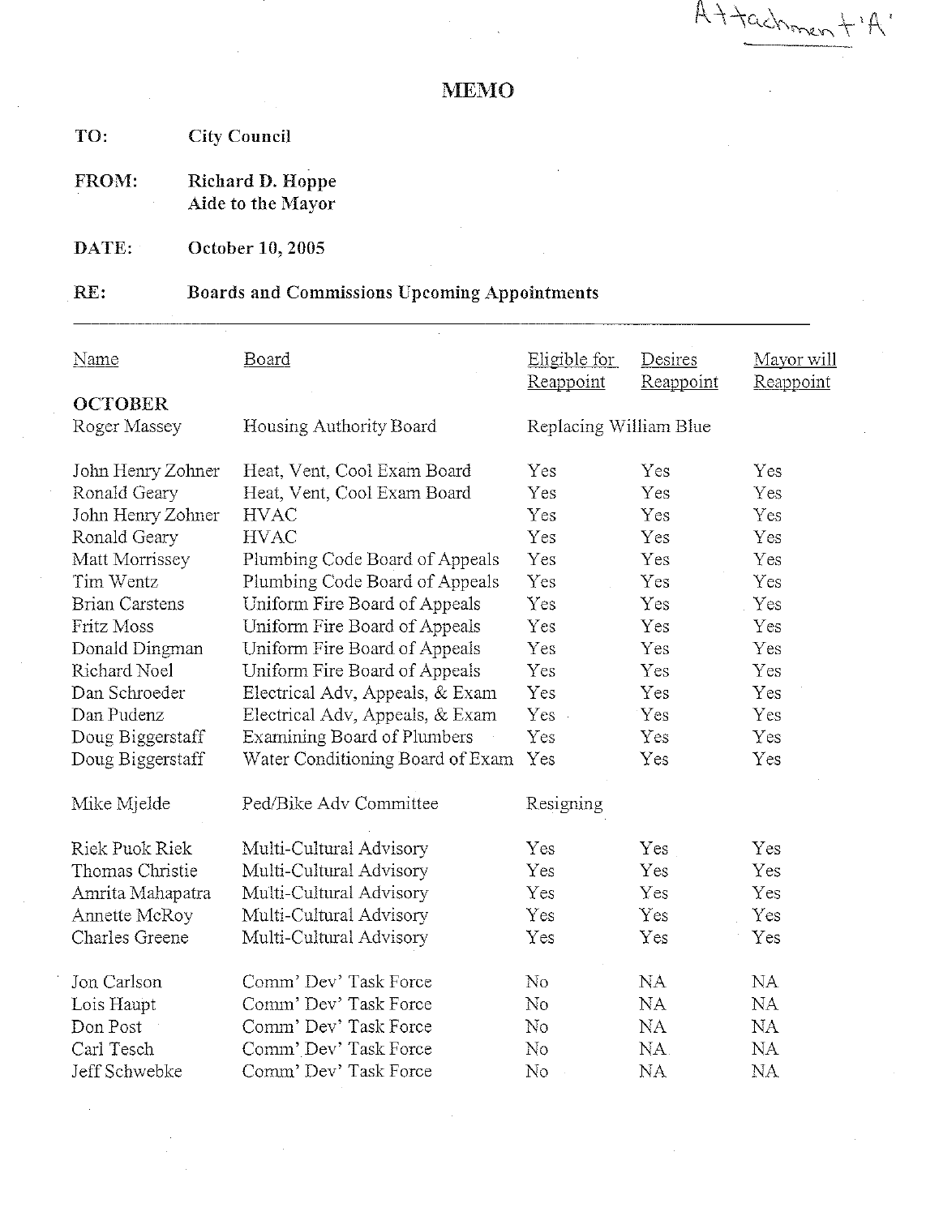Attachment 'A'

# MEMO

**TO:** City Council

**FROM:** Richard D. Hoppe
Aide to the Mayor

**DATE:** October 10, 2005

**RE:** Boards and Commissions Upcoming Appointments

| Name | Board | Eligible for Reappoint | Desires Reappoint | Mayor will Reappoint |
|---|---|---|---|---|
| **OCTOBER** | | | | |
| Roger Massey | Housing Authority Board | Replacing William Blue | | |
| John Henry Zohner | Heat, Vent, Cool Exam Board | Yes | Yes | Yes |
| Ronald Geary | Heat, Vent, Cool Exam Board | Yes | Yes | Yes |
| John Henry Zohner | HVAC | Yes | Yes | Yes |
| Ronald Geary | HVAC | Yes | Yes | Yes |
| Matt Morrissey | Plumbing Code Board of Appeals | Yes | Yes | Yes |
| Tim Wentz | Plumbing Code Board of Appeals | Yes | Yes | Yes |
| Brian Carstens | Uniform Fire Board of Appeals | Yes | Yes | Yes |
| Fritz Moss | Uniform Fire Board of Appeals | Yes | Yes | Yes |
| Donald Dingman | Uniform Fire Board of Appeals | Yes | Yes | Yes |
| Richard Noel | Uniform Fire Board of Appeals | Yes | Yes | Yes |
| Dan Schroeder | Electrical Adv, Appeals, & Exam | Yes | Yes | Yes |
| Dan Pudenz | Electrical Adv, Appeals, & Exam | Yes | Yes | Yes |
| Doug Biggerstaff | Examining Board of Plumbers | Yes | Yes | Yes |
| Doug Biggerstaff | Water Conditioning Board of Exam | Yes | Yes | Yes |
| Mike Mjelde | Ped/Bike Adv Committee | Resigning | | |
| Riek Puok Riek | Multi-Cultural Advisory | Yes | Yes | Yes |
| Thomas Christie | Multi-Cultural Advisory | Yes | Yes | Yes |
| Amrita Mahapatra | Multi-Cultural Advisory | Yes | Yes | Yes |
| Annette McRoy | Multi-Cultural Advisory | Yes | Yes | Yes |
| Charles Greene | Multi-Cultural Advisory | Yes | Yes | Yes |
| Jon Carlson | Comm' Dev' Task Force | No | NA | NA |
| Lois Haupt | Comm' Dev' Task Force | No | NA | NA |
| Don Post | Comm' Dev' Task Force | No | NA | NA |
| Carl Tesch | Comm' Dev' Task Force | No | NA | NA |
| Jeff Schwebke | Comm' Dev' Task Force | No | NA | NA |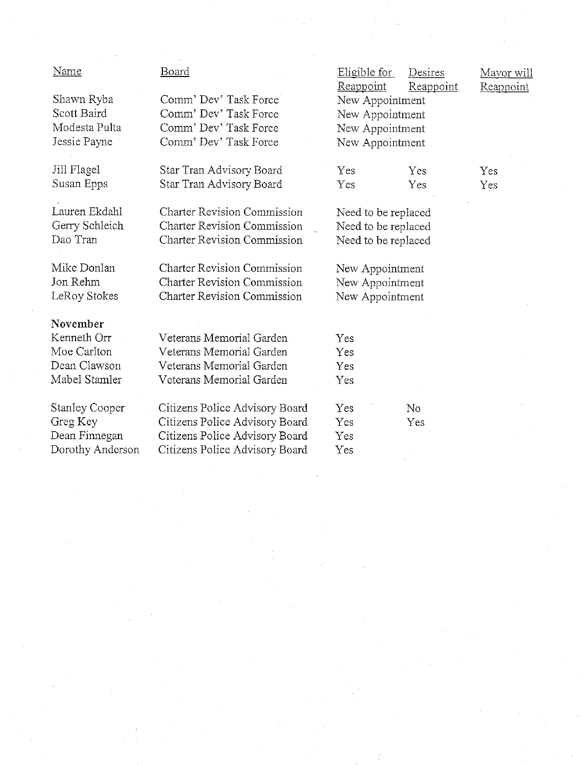| Name | Board | Eligible for Reappoint | Desires Reappoint | Mayor will Reappoint |
|---|---|---|---|---|
| Shawn Ryba | Comm' Dev' Task Force | New Appointment | | |
| Scott Baird | Comm' Dev' Task Force | New Appointment | | |
| Modesta Pulta | Comm' Dev' Task Force | New Appointment | | |
| Jessie Payne | Comm' Dev' Task Force | New Appointment | | |
| | | | | |
| Jill Flagel | Star Tran Advisory Board | Yes | Yes | Yes |
| Susan Epps | Star Tran Advisory Board | Yes | Yes | Yes |
| | | | | |
| Lauren Ekdahl | Charter Revision Commission | Need to be replaced | | |
| Gerry Schleich | Charter Revision Commission | Need to be replaced | | |
| Dao Tran | Charter Revision Commission | Need to be replaced | | |
| | | | | |
| Mike Donlan | Charter Revision Commission | New Appointment | | |
| Jon Rehm | Charter Revision Commission | New Appointment | | |
| LeRoy Stokes | Charter Revision Commission | New Appointment | | |
| | | | | |
| **November** | | | | |
| Kenneth Orr | Veterans Memorial Garden | Yes | | |
| Moe Carlton | Veterans Memorial Garden | Yes | | |
| Dean Clawson | Veterans Memorial Garden | Yes | | |
| Mabel Stamler | Veterans Memorial Garden | Yes | | |
| | | | | |
| Stanley Cooper | Citizens Police Advisory Board | Yes | No | |
| Greg Key | Citizens Police Advisory Board | Yes | Yes | |
| Dean Finnegan | Citizens Police Advisory Board | Yes | | |
| Dorothy Anderson | Citizens Police Advisory Board | Yes | | |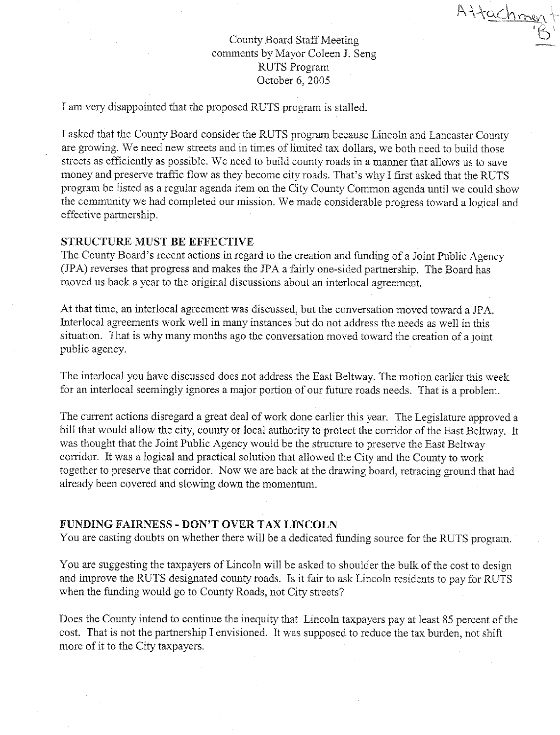Attachment 'B'

County Board Staff Meeting
comments by Mayor Coleen J. Seng
RUTS Program
October 6, 2005

I am very disappointed that the proposed RUTS program is stalled.

I asked that the County Board consider the RUTS program because Lincoln and Lancaster County are growing. We need new streets and in times of limited tax dollars, we both need to build those streets as efficiently as possible. We need to build county roads in a manner that allows us to save money and preserve traffic flow as they become city roads. That's why I first asked that the RUTS program be listed as a regular agenda item on the City County Common agenda until we could show the community we had completed our mission. We made considerable progress toward a logical and effective partnership.

**STRUCTURE MUST BE EFFECTIVE**

The County Board's recent actions in regard to the creation and funding of a Joint Public Agency (JPA) reverses that progress and makes the JPA a fairly one-sided partnership. The Board has moved us back a year to the original discussions about an interlocal agreement.

At that time, an interlocal agreement was discussed, but the conversation moved toward a JPA. Interlocal agreements work well in many instances but do not address the needs as well in this situation. That is why many months ago the conversation moved toward the creation of a joint public agency.

The interlocal you have discussed does not address the East Beltway. The motion earlier this week for an interlocal seemingly ignores a major portion of our future roads needs. That is a problem.

The current actions disregard a great deal of work done earlier this year. The Legislature approved a bill that would allow the city, county or local authority to protect the corridor of the East Beltway. It was thought that the Joint Public Agency would be the structure to preserve the East Beltway corridor. It was a logical and practical solution that allowed the City and the County to work together to preserve that corridor. Now we are back at the drawing board, retracing ground that had already been covered and slowing down the momentum.

**FUNDING FAIRNESS - DON'T OVER TAX LINCOLN**

You are casting doubts on whether there will be a dedicated funding source for the RUTS program.

You are suggesting the taxpayers of Lincoln will be asked to shoulder the bulk of the cost to design and improve the RUTS designated county roads. Is it fair to ask Lincoln residents to pay for RUTS when the funding would go to County Roads, not City streets?

Does the County intend to continue the inequity that Lincoln taxpayers pay at least 85 percent of the cost. That is not the partnership I envisioned. It was supposed to reduce the tax burden, not shift more of it to the City taxpayers.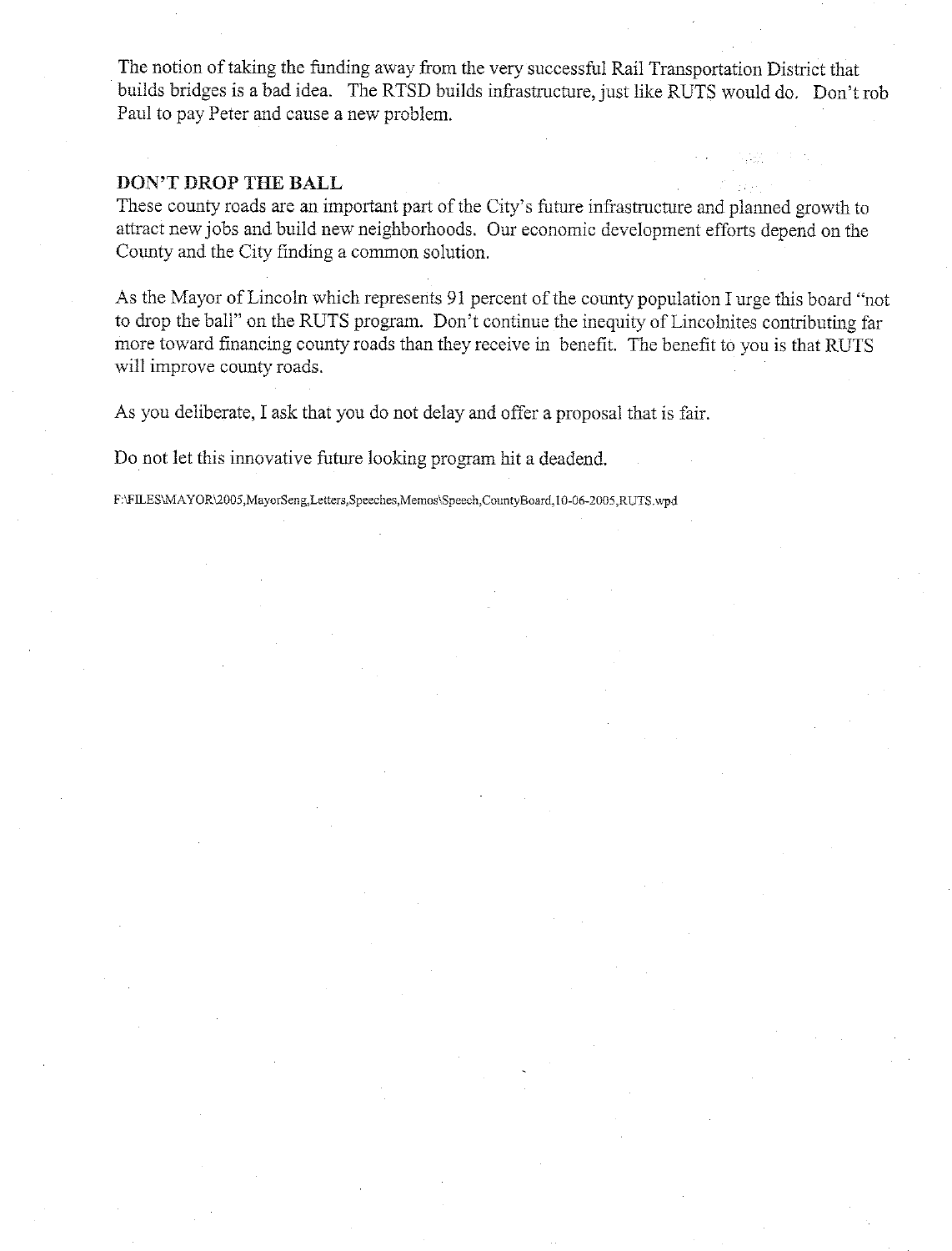The notion of taking the funding away from the very successful Rail Transportation District that builds bridges is a bad idea. The RTSD builds infrastructure, just like RUTS would do. Don't rob Paul to pay Peter and cause a new problem.

**DON'T DROP THE BALL**

These county roads are an important part of the City's future infrastructure and planned growth to attract new jobs and build new neighborhoods. Our economic development efforts depend on the County and the City finding a common solution.

As the Mayor of Lincoln which represents 91 percent of the county population I urge this board "not to drop the ball" on the RUTS program. Don't continue the inequity of Lincolnites contributing far more toward financing county roads than they receive in benefit. The benefit to you is that RUTS will improve county roads.

As you deliberate, I ask that you do not delay and offer a proposal that is fair.

Do not let this innovative future looking program hit a deadend.

F:\FILES\MAYOR\2005,MayorSeng,Letters,Speeches,Memos\Speech,CountyBoard,10-06-2005,RUTS.wpd